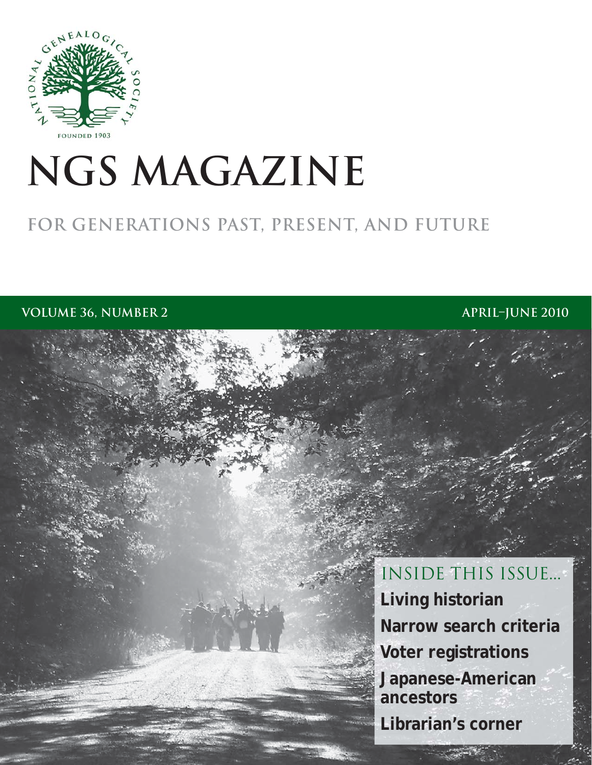NATIONAL GENEALOGICAL SOCIETY

FOUNDED 1903

# NGS MAGAZINE

## FOR GENERATIONS PAST, PRESENT, AND FUTURE

VOLUME 36, NUMBER 2

APRIL–JUNE 2010

### INSIDE THIS ISSUE...

**Living historian**

**Narrow search criteria**

**Voter registrations**

**Japanese-American ancestors**

**Librarian's corner**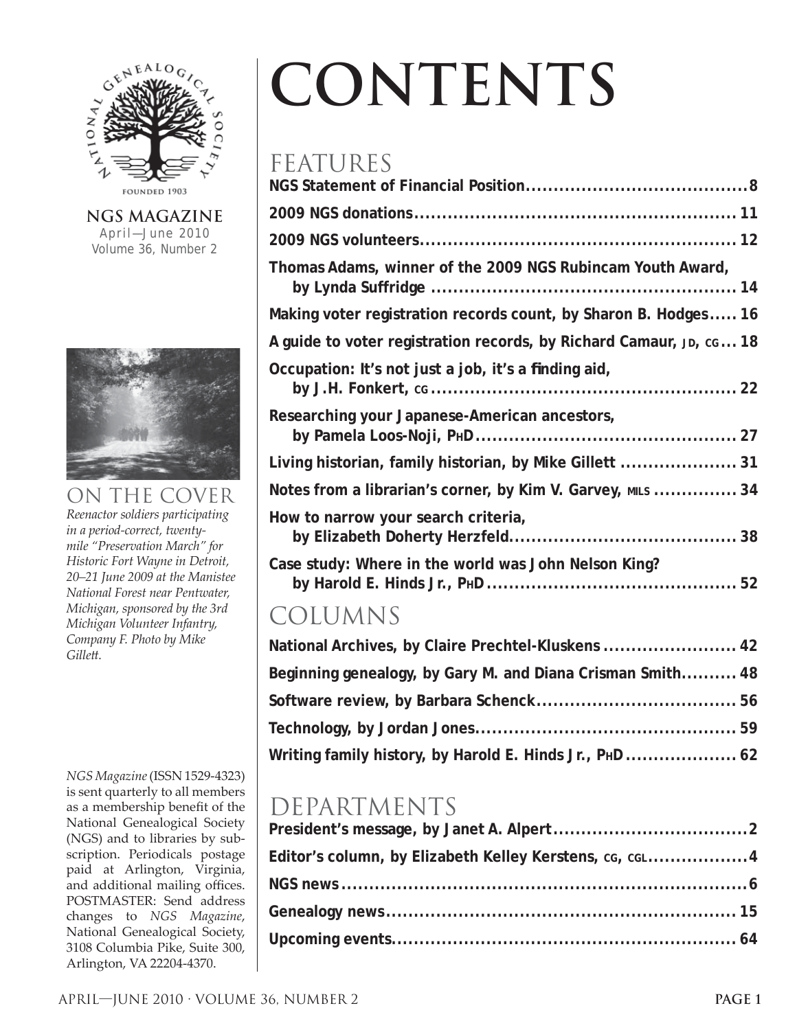FOUNDED 1903

**NGS MAGAZINE**
April—June 2010
Volume 36, Number 2

## ON THE COVER

*Reenactor soldiers participating in a period-correct, twenty-mile "Preservation March" for Historic Fort Wayne in Detroit, 20–21 June 2009 at the Manistee National Forest near Pentwater, Michigan, sponsored by the 3rd Michigan Volunteer Infantry, Company F. Photo by Mike Gillett.*

*NGS Magazine* (ISSN 1529-4323) is sent quarterly to all members as a membership benefit of the National Genealogical Society (NGS) and to libraries by subscription. Periodicals postage paid at Arlington, Virginia, and additional mailing offices. POSTMASTER: Send address changes to *NGS Magazine*, National Genealogical Society, 3108 Columbia Pike, Suite 300, Arlington, VA 22204-4370.

# CONTENTS

## FEATURES

**NGS Statement of Financial Position........................................8**

**2009 NGS donations........................................................ 11**

**2009 NGS volunteers........................................................ 12**

**Thomas Adams, winner of the 2009 NGS Rubincam Youth Award, by Lynda Suffridge ...................................................... 14**

**Making voter registration records count, by Sharon B. Hodges..... 16**

**A guide to voter registration records, by Richard Camaur, JD, CG... 18**

**Occupation: It's not just a job, it's a finding aid, by J.H. Fonkert, CG....................................................... 22**

**Researching your Japanese-American ancestors, by Pamela Loos-Noji, PhD.............................................. 27**

**Living historian, family historian, by Mike Gillett ..................... 31**

**Notes from a librarian's corner, by Kim V. Garvey, MILS ............... 34**

**How to narrow your search criteria, by Elizabeth Doherty Herzfeld......................................... 38**

**Case study: Where in the world was John Nelson King? by Harold E. Hinds Jr., PhD............................................ 52**

## COLUMNS

**National Archives, by Claire Prechtel-Kluskens ........................ 42**

**Beginning genealogy, by Gary M. and Diana Crisman Smith.......... 48**

**Software review, by Barbara Schenck.................................... 56**

**Technology, by Jordan Jones.............................................. 59**

**Writing family history, by Harold E. Hinds Jr., PhD.................... 62**

## DEPARTMENTS

**President's message, by Janet A. Alpert..................................2**

**Editor's column, by Elizabeth Kelley Kerstens, CG, CGL..................4**

**NGS news.........................................................................6**

**Genealogy news............................................................. 15**

**Upcoming events............................................................. 64**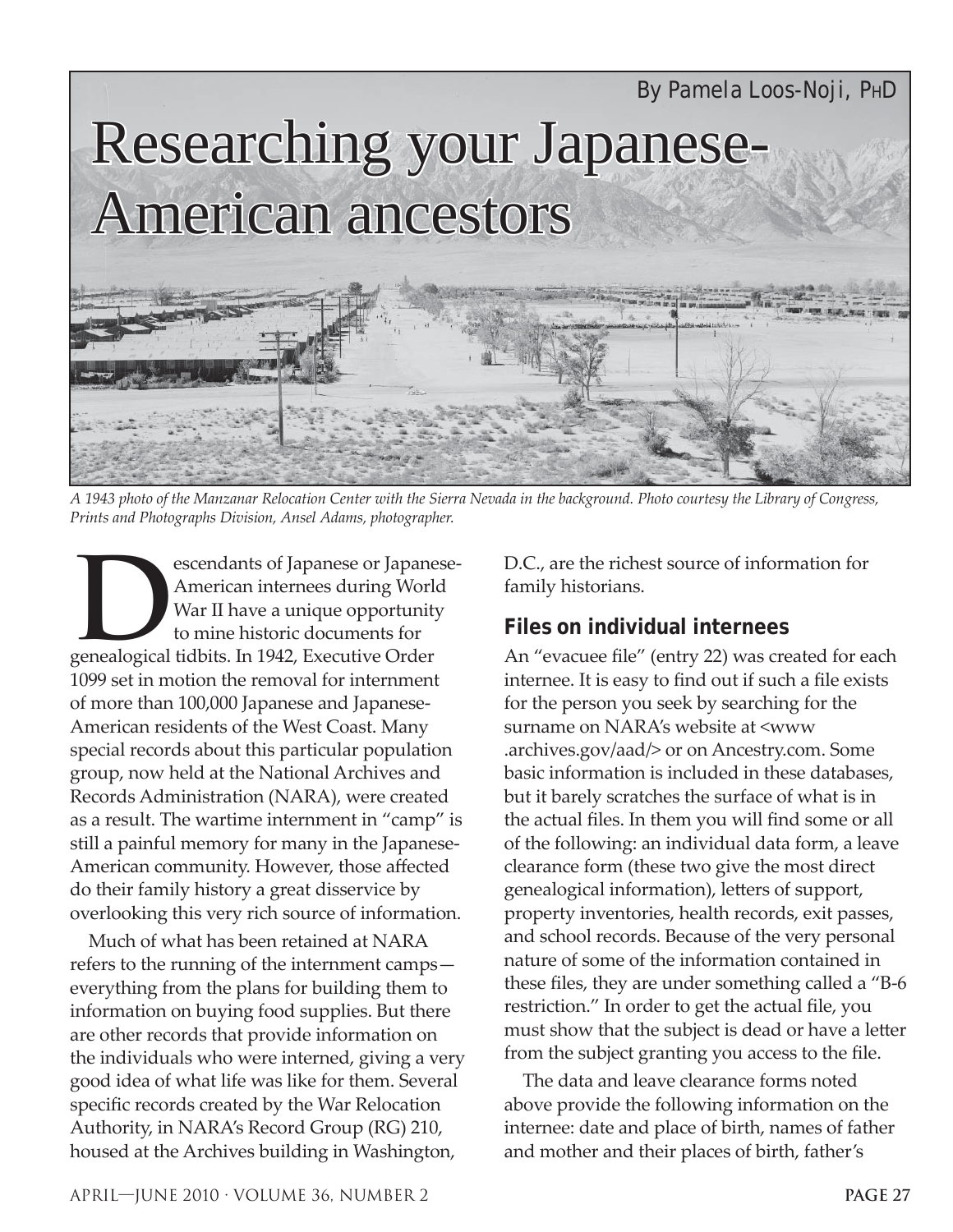By Pamela Loos-Noji, PhD

# Researching your Japanese-American ancestors

*A 1943 photo of the Manzanar Relocation Center with the Sierra Nevada in the background. Photo courtesy the Library of Congress, Prints and Photographs Division, Ansel Adams, photographer.*

Descendants of Japanese or Japanese-American internees during World War II have a unique opportunity to mine historic documents for genealogical tidbits. In 1942, Executive Order 1099 set in motion the removal for internment of more than 100,000 Japanese and Japanese-American residents of the West Coast. Many special records about this particular population group, now held at the National Archives and Records Administration (NARA), were created as a result. The wartime internment in "camp" is still a painful memory for many in the Japanese-American community. However, those affected do their family history a great disservice by overlooking this very rich source of information.

Much of what has been retained at NARA refers to the running of the internment camps—everything from the plans for building them to information on buying food supplies. But there are other records that provide information on the individuals who were interned, giving a very good idea of what life was like for them. Several specific records created by the War Relocation Authority, in NARA's Record Group (RG) 210, housed at the Archives building in Washington, D.C., are the richest source of information for family historians.

## Files on individual internees

An "evacuee file" (entry 22) was created for each internee. It is easy to find out if such a file exists for the person you seek by searching for the surname on NARA's website at <www.archives.gov/aad/> or on Ancestry.com. Some basic information is included in these databases, but it barely scratches the surface of what is in the actual files. In them you will find some or all of the following: an individual data form, a leave clearance form (these two give the most direct genealogical information), letters of support, property inventories, health records, exit passes, and school records. Because of the very personal nature of some of the information contained in these files, they are under something called a "B-6 restriction." In order to get the actual file, you must show that the subject is dead or have a letter from the subject granting you access to the file.

The data and leave clearance forms noted above provide the following information on the internee: date and place of birth, names of father and mother and their places of birth, father's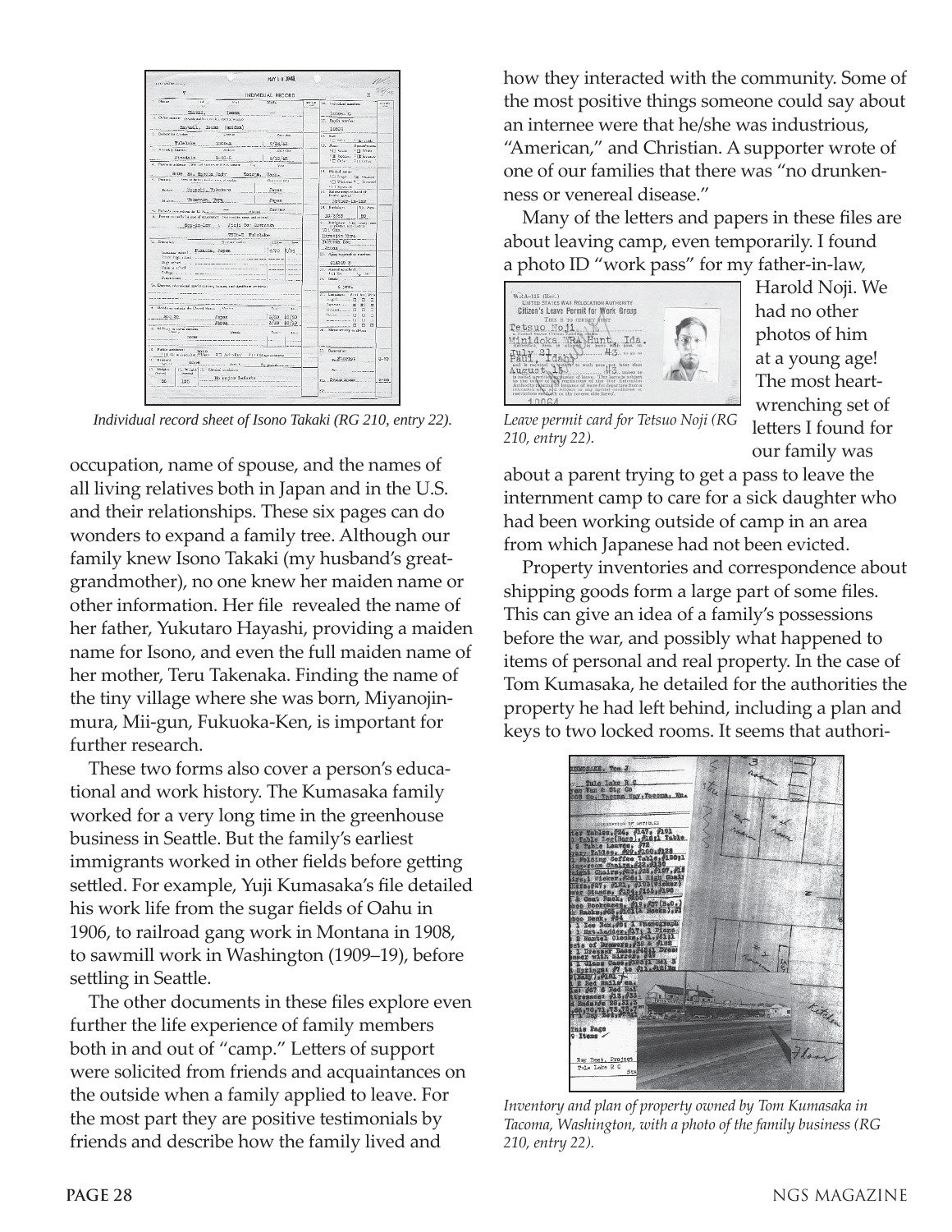*Individual record sheet of Isono Takaki (RG 210, entry 22).*

occupation, name of spouse, and the names of all living relatives both in Japan and in the U.S. and their relationships. These six pages can do wonders to expand a family tree. Although our family knew Isono Takaki (my husband's great-grandmother), no one knew her maiden name or other information. Her file revealed the name of her father, Yukutaro Hayashi, providing a maiden name for Isono, and even the full maiden name of her mother, Teru Takenaka. Finding the name of the tiny village where she was born, Miyanojin-mura, Mii-gun, Fukuoka-Ken, is important for further research.

These two forms also cover a person's educational and work history. The Kumasaka family worked for a very long time in the greenhouse business in Seattle. But the family's earliest immigrants worked in other fields before getting settled. For example, Yuji Kumasaka's file detailed his work life from the sugar fields of Oahu in 1906, to railroad gang work in Montana in 1908, to sawmill work in Washington (1909–19), before settling in Seattle.

The other documents in these files explore even further the life experience of family members both in and out of "camp." Letters of support were solicited from friends and acquaintances on the outside when a family applied to leave. For the most part they are positive testimonials by friends and describe how the family lived and how they interacted with the community. Some of the most positive things someone could say about an internee were that he/she was industrious, "American," and Christian. A supporter wrote of one of our families that there was "no drunkenness or venereal disease."

Many of the letters and papers in these files are about leaving camp, even temporarily. I found a photo ID "work pass" for my father-in-law, Harold Noji. We had no other photos of him at a young age! The most heart-wrenching set of letters I found for our family was about a parent trying to get a pass to leave the internment camp to care for a sick daughter who had been working outside of camp in an area from which Japanese had not been evicted.

*Leave permit card for Tetsuo Noji (RG 210, entry 22).*

Property inventories and correspondence about shipping goods form a large part of some files. This can give an idea of a family's possessions before the war, and possibly what happened to items of personal and real property. In the case of Tom Kumasaka, he detailed for the authorities the property he had left behind, including a plan and keys to two locked rooms. It seems that authori-

*Inventory and plan of property owned by Tom Kumasaka in Tacoma, Washington, with a photo of the family business (RG 210, entry 22).*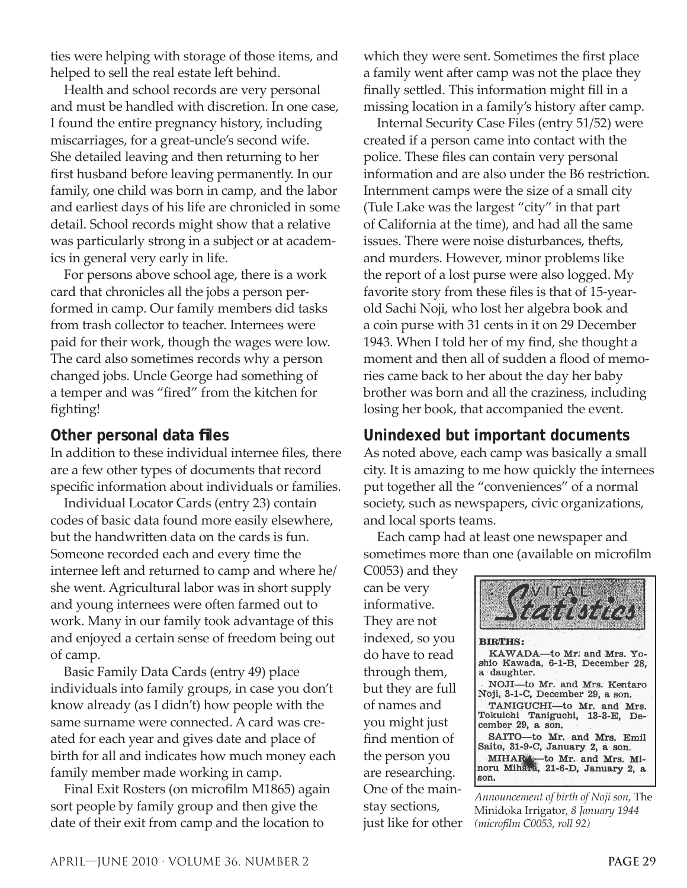ties were helping with storage of those items, and helped to sell the real estate left behind.

Health and school records are very personal and must be handled with discretion. In one case, I found the entire pregnancy history, including miscarriages, for a great-uncle's second wife. She detailed leaving and then returning to her first husband before leaving permanently. In our family, one child was born in camp, and the labor and earliest days of his life are chronicled in some detail. School records might show that a relative was particularly strong in a subject or at academics in general very early in life.

For persons above school age, there is a work card that chronicles all the jobs a person performed in camp. Our family members did tasks from trash collector to teacher. Internees were paid for their work, though the wages were low. The card also sometimes records why a person changed jobs. Uncle George had something of a temper and was "fired" from the kitchen for fighting!

### Other personal data files

In addition to these individual internee files, there are a few other types of documents that record specific information about individuals or families.

Individual Locator Cards (entry 23) contain codes of basic data found more easily elsewhere, but the handwritten data on the cards is fun. Someone recorded each and every time the internee left and returned to camp and where he/she went. Agricultural labor was in short supply and young internees were often farmed out to work. Many in our family took advantage of this and enjoyed a certain sense of freedom being out of camp.

Basic Family Data Cards (entry 49) place individuals into family groups, in case you don't know already (as I didn't) how people with the same surname were connected. A card was created for each year and gives date and place of birth for all and indicates how much money each family member made working in camp.

Final Exit Rosters (on microfilm M1865) again sort people by family group and then give the date of their exit from camp and the location to which they were sent. Sometimes the first place a family went after camp was not the place they finally settled. This information might fill in a missing location in a family's history after camp.

Internal Security Case Files (entry 51/52) were created if a person came into contact with the police. These files can contain very personal information and are also under the B6 restriction. Internment camps were the size of a small city (Tule Lake was the largest "city" in that part of California at the time), and had all the same issues. There were noise disturbances, thefts, and murders. However, minor problems like the report of a lost purse were also logged. My favorite story from these files is that of 15-year-old Sachi Noji, who lost her algebra book and a coin purse with 31 cents in it on 29 December 1943. When I told her of my find, she thought a moment and then all of sudden a flood of memories came back to her about the day her baby brother was born and all the craziness, including losing her book, that accompanied the event.

### Unindexed but important documents

As noted above, each camp was basically a small city. It is amazing to me how quickly the internees put together all the "conveniences" of a normal society, such as newspapers, civic organizations, and local sports teams.

Each camp had at least one newspaper and sometimes more than one (available on microfilm C0053) and they can be very informative. They are not indexed, so you do have to read through them, but they are full of names and you might just find mention of the person you are researching. One of the mainstay sections, just like for other

**VITAL Statistics**

**BIRTHS:**

KAWADA—to Mr. and Mrs. Yoshio Kawada, 6-1-B, December 28, a daughter.

NOJI—to Mr. and Mrs. Kentaro Noji, 3-1-C, December 29, a son.

TANIGUCHI—to Mr. and Mrs. Tokuichi Taniguchi, 13-3-E, December 29, a son.

SAITO—to Mr. and Mrs. Emil Saito, 31-9-C, January 2, a son.

MIHARA—to Mr. and Mrs. Minoru Mihara, 21-6-D, January 2, a son.

*Announcement of birth of Noji son,* The Minidoka Irrigator, *8 January 1944 (microfilm C0053, roll 92)*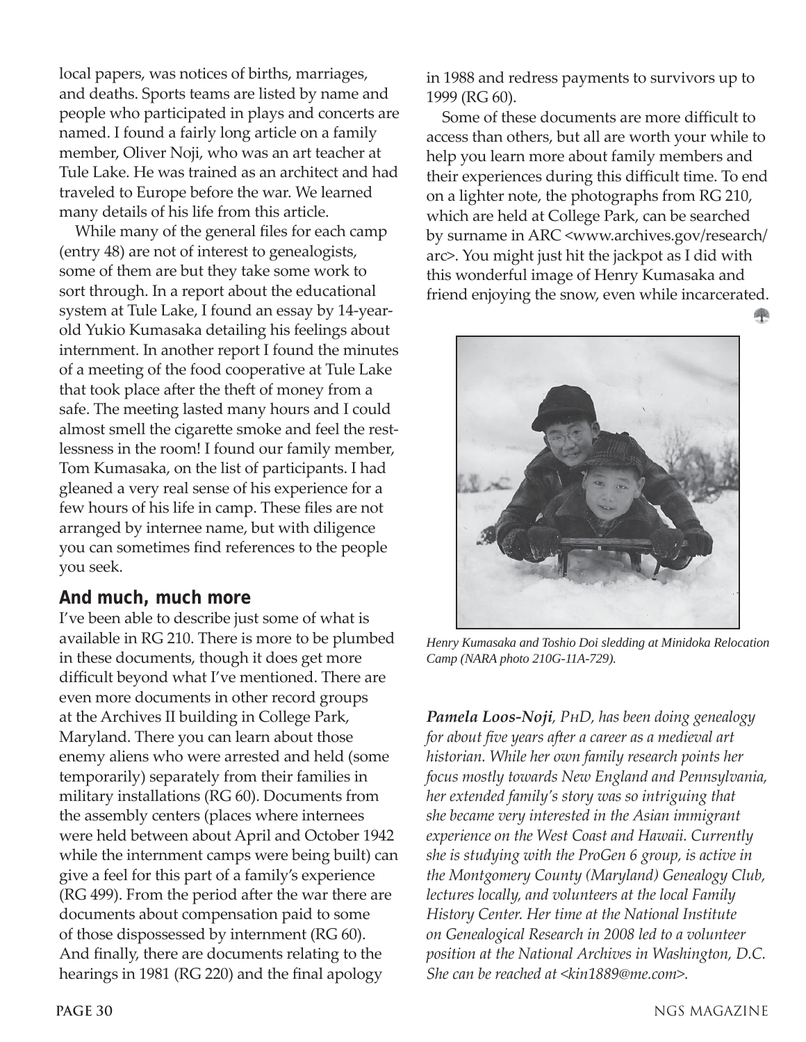local papers, was notices of births, marriages, and deaths. Sports teams are listed by name and people who participated in plays and concerts are named. I found a fairly long article on a family member, Oliver Noji, who was an art teacher at Tule Lake. He was trained as an architect and had traveled to Europe before the war. We learned many details of his life from this article.

While many of the general files for each camp (entry 48) are not of interest to genealogists, some of them are but they take some work to sort through. In a report about the educational system at Tule Lake, I found an essay by 14-year-old Yukio Kumasaka detailing his feelings about internment. In another report I found the minutes of a meeting of the food cooperative at Tule Lake that took place after the theft of money from a safe. The meeting lasted many hours and I could almost smell the cigarette smoke and feel the restlessness in the room! I found our family member, Tom Kumasaka, on the list of participants. I had gleaned a very real sense of his experience for a few hours of his life in camp. These files are not arranged by internee name, but with diligence you can sometimes find references to the people you seek.

## And much, much more

I've been able to describe just some of what is available in RG 210. There is more to be plumbed in these documents, though it does get more difficult beyond what I've mentioned. There are even more documents in other record groups at the Archives II building in College Park, Maryland. There you can learn about those enemy aliens who were arrested and held (some temporarily) separately from their families in military installations (RG 60). Documents from the assembly centers (places where internees were held between about April and October 1942 while the internment camps were being built) can give a feel for this part of a family's experience (RG 499). From the period after the war there are documents about compensation paid to some of those dispossessed by internment (RG 60). And finally, there are documents relating to the hearings in 1981 (RG 220) and the final apology in 1988 and redress payments to survivors up to 1999 (RG 60).

Some of these documents are more difficult to access than others, but all are worth your while to help you learn more about family members and their experiences during this difficult time. To end on a lighter note, the photographs from RG 210, which are held at College Park, can be searched by surname in ARC <www.archives.gov/research/arc>. You might just hit the jackpot as I did with this wonderful image of Henry Kumasaka and friend enjoying the snow, even while incarcerated.

*Henry Kumasaka and Toshio Doi sledding at Minidoka Relocation Camp (NARA photo 210G-11A-729).*

***Pamela Loos-Noji**, PhD, has been doing genealogy for about five years after a career as a medieval art historian. While her own family research points her focus mostly towards New England and Pennsylvania, her extended family's story was so intriguing that she became very interested in the Asian immigrant experience on the West Coast and Hawaii. Currently she is studying with the ProGen 6 group, is active in the Montgomery County (Maryland) Genealogy Club, lectures locally, and volunteers at the local Family History Center. Her time at the National Institute on Genealogical Research in 2008 led to a volunteer position at the National Archives in Washington, D.C. She can be reached at <kin1889@me.com>.*